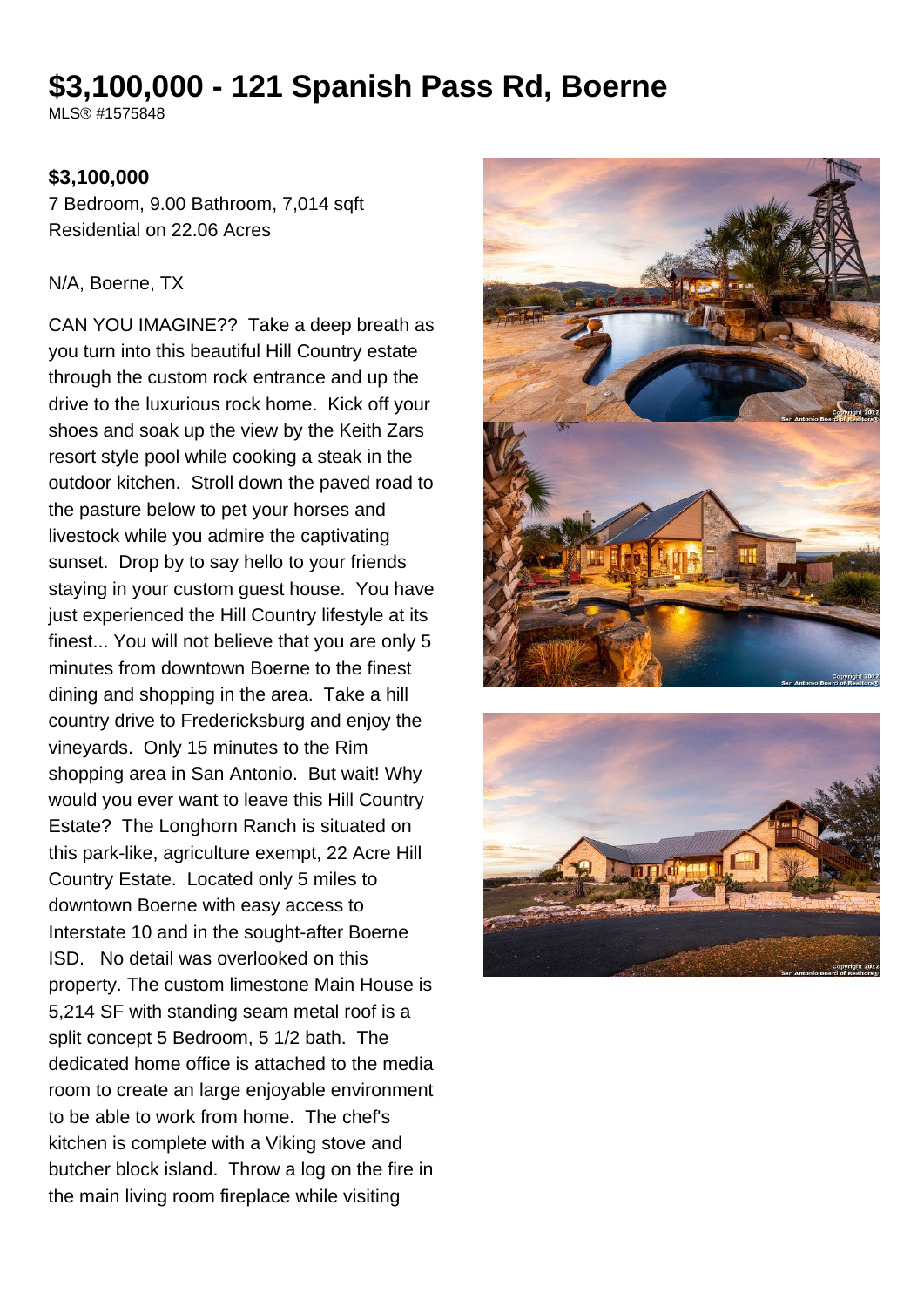# $3,100,000 - 121 Spanish Pass Rd, Boerne

MLS® #1575848

**$3,100,000**

7 Bedroom, 9.00 Bathroom, 7,014 sqft
Residential on 22.06 Acres

N/A, Boerne, TX

CAN YOU IMAGINE?? Take a deep breath as you turn into this beautiful Hill Country estate through the custom rock entrance and up the drive to the luxurious rock home. Kick off your shoes and soak up the view by the Keith Zars resort style pool while cooking a steak in the outdoor kitchen. Stroll down the paved road to the pasture below to pet your horses and livestock while you admire the captivating sunset. Drop by to say hello to your friends staying in your custom guest house. You have just experienced the Hill Country lifestyle at its finest... You will not believe that you are only 5 minutes from downtown Boerne to the finest dining and shopping in the area. Take a hill country drive to Fredericksburg and enjoy the vineyards. Only 15 minutes to the Rim shopping area in San Antonio. But wait! Why would you ever want to leave this Hill Country Estate? The Longhorn Ranch is situated on this park-like, agriculture exempt, 22 Acre Hill Country Estate. Located only 5 miles to downtown Boerne with easy access to Interstate 10 and in the sought-after Boerne ISD. No detail was overlooked on this property. The custom limestone Main House is 5,214 SF with standing seam metal roof is a split concept 5 Bedroom, 5 1/2 bath. The dedicated home office is attached to the media room to create an large enjoyable environment to be able to work from home. The chef's kitchen is complete with a Viking stove and butcher block island. Throw a log on the fire in the main living room fireplace while visiting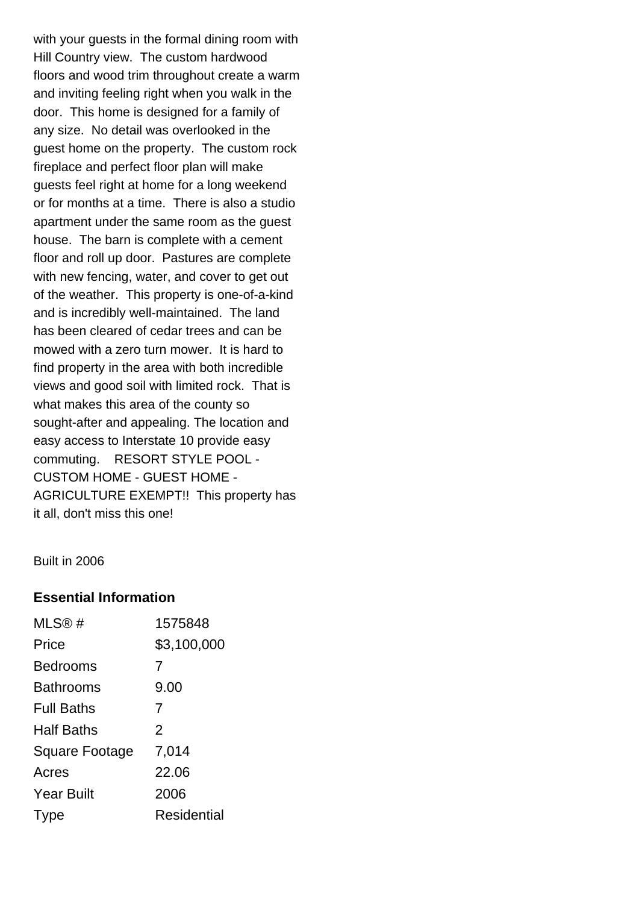with your guests in the formal dining room with Hill Country view. The custom hardwood floors and wood trim throughout create a warm and inviting feeling right when you walk in the door. This home is designed for a family of any size. No detail was overlooked in the guest home on the property. The custom rock fireplace and perfect floor plan will make guests feel right at home for a long weekend or for months at a time. There is also a studio apartment under the same room as the guest house. The barn is complete with a cement floor and roll up door. Pastures are complete with new fencing, water, and cover to get out of the weather. This property is one-of-a-kind and is incredibly well-maintained. The land has been cleared of cedar trees and can be mowed with a zero turn mower. It is hard to find property in the area with both incredible views and good soil with limited rock. That is what makes this area of the county so sought-after and appealing. The location and easy access to Interstate 10 provide easy commuting. RESORT STYLE POOL - CUSTOM HOME - GUEST HOME - AGRICULTURE EXEMPT!! This property has it all, don't miss this one!

Built in 2006

### Essential Information

| | |
|---|---|
| MLS® # | 1575848 |
| Price | $3,100,000 |
| Bedrooms | 7 |
| Bathrooms | 9.00 |
| Full Baths | 7 |
| Half Baths | 2 |
| Square Footage | 7,014 |
| Acres | 22.06 |
| Year Built | 2006 |
| Type | Residential |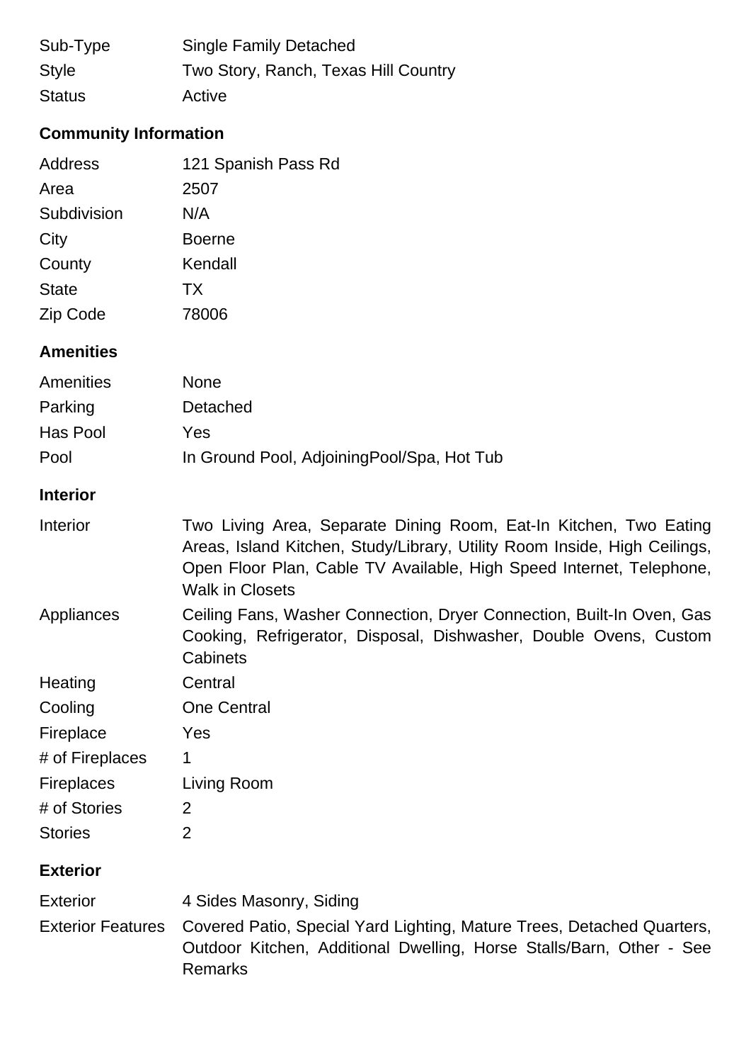| | |
|---|---|
| Sub-Type | Single Family Detached |
| Style | Two Story, Ranch, Texas Hill Country |
| Status | Active |

## Community Information

| | |
|---|---|
| Address | 121 Spanish Pass Rd |
| Area | 2507 |
| Subdivision | N/A |
| City | Boerne |
| County | Kendall |
| State | TX |
| Zip Code | 78006 |

## Amenities

| | |
|---|---|
| Amenities | None |
| Parking | Detached |
| Has Pool | Yes |
| Pool | In Ground Pool, AdjoiningPool/Spa, Hot Tub |

## Interior

| | |
|---|---|
| Interior | Two Living Area, Separate Dining Room, Eat-In Kitchen, Two Eating Areas, Island Kitchen, Study/Library, Utility Room Inside, High Ceilings, Open Floor Plan, Cable TV Available, High Speed Internet, Telephone, Walk in Closets |
| Appliances | Ceiling Fans, Washer Connection, Dryer Connection, Built-In Oven, Gas Cooking, Refrigerator, Disposal, Dishwasher, Double Ovens, Custom Cabinets |
| Heating | Central |
| Cooling | One Central |
| Fireplace | Yes |
| # of Fireplaces | 1 |
| Fireplaces | Living Room |
| # of Stories | 2 |
| Stories | 2 |

## Exterior

| | |
|---|---|
| Exterior | 4 Sides Masonry, Siding |
| Exterior Features | Covered Patio, Special Yard Lighting, Mature Trees, Detached Quarters, Outdoor Kitchen, Additional Dwelling, Horse Stalls/Barn, Other - See Remarks |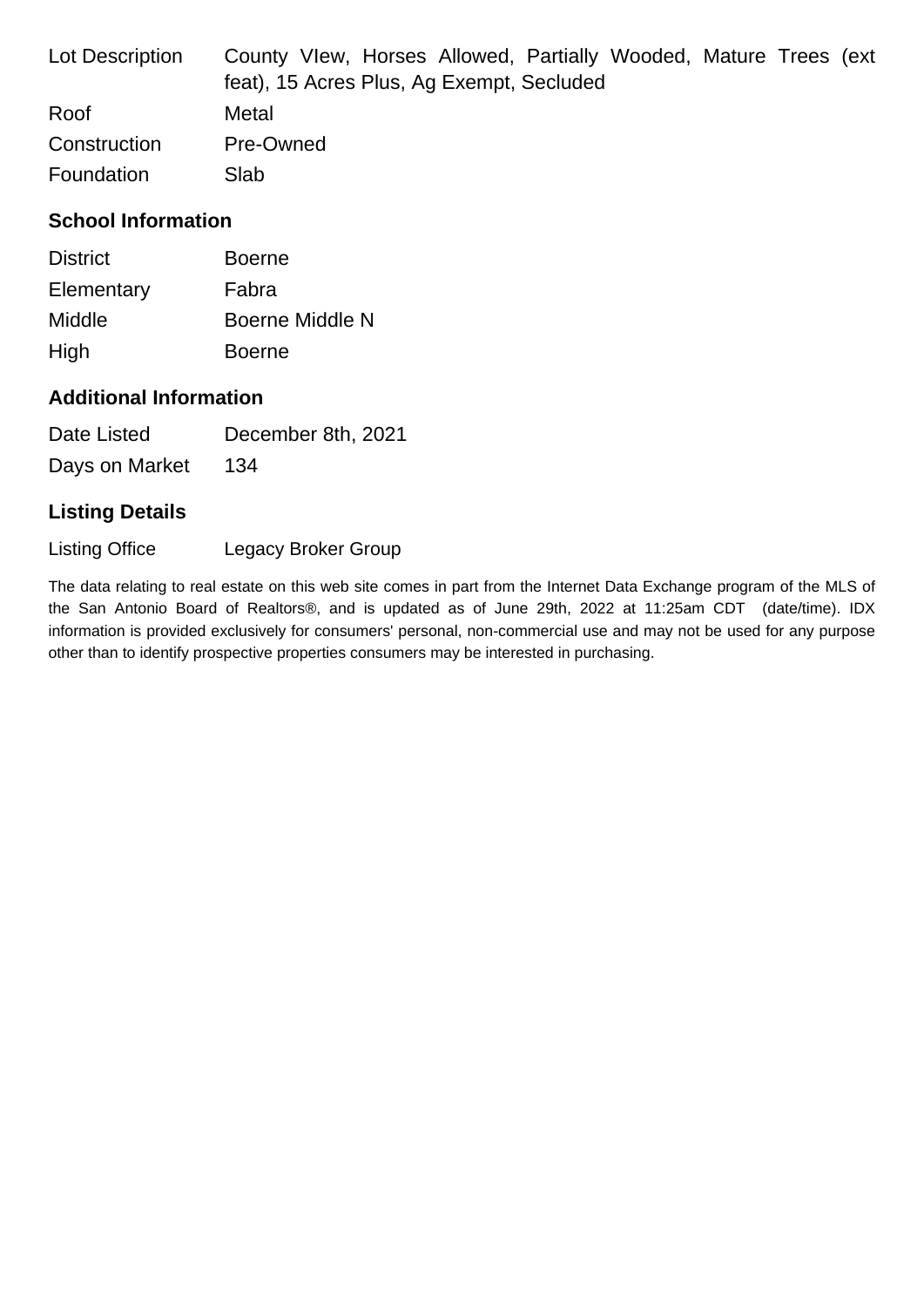| | |
|---|---|
| Lot Description | County VIew, Horses Allowed, Partially Wooded, Mature Trees (ext feat), 15 Acres Plus, Ag Exempt, Secluded |
| Roof | Metal |
| Construction | Pre-Owned |
| Foundation | Slab |

## School Information

| | |
|---|---|
| District | Boerne |
| Elementary | Fabra |
| Middle | Boerne Middle N |
| High | Boerne |

## Additional Information

| | |
|---|---|
| Date Listed | December 8th, 2021 |
| Days on Market | 134 |

## Listing Details

| | |
|---|---|
| Listing Office | Legacy Broker Group |

The data relating to real estate on this web site comes in part from the Internet Data Exchange program of the MLS of the San Antonio Board of Realtors®, and is updated as of June 29th, 2022 at 11:25am CDT (date/time). IDX information is provided exclusively for consumers' personal, non-commercial use and may not be used for any purpose other than to identify prospective properties consumers may be interested in purchasing.